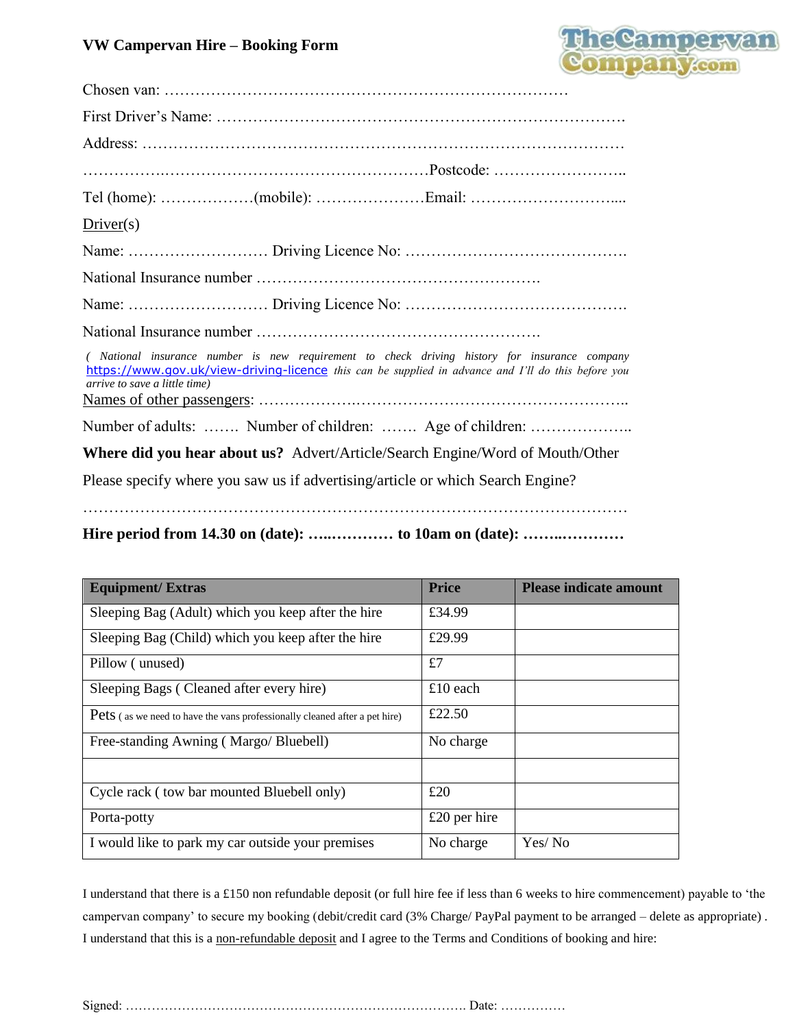# VW Campervan Hire – Booking Form

TheCampervan Company.com

Chosen van: ……………………………………………………………………

First Driver's Name: …………………………………………………………………….

Address: …………………………………………………………………………………

……………..……………………………………………Postcode: ……………………..

Tel (home): ………………(mobile): …………………Email: ………………………....

Driver(s)

Name: ……………………… Driving Licence No: …………………………………….

National Insurance number ……………………………………………….

Name: ……………………… Driving Licence No: …………………………………….

National Insurance number ……………………………………………….

*( National insurance number is new requirement to check driving history for insurance company* https://www.gov.uk/view-driving-licence *this can be supplied in advance and I'll do this before you arrive to save a little time)*

Names of other passengers: ……………….…………………………………………..

Number of adults: ……. Number of children: ……. Age of children: ………………..

**Where did you hear about us?** Advert/Article/Search Engine/Word of Mouth/Other

Please specify where you saw us if advertising/article or which Search Engine?

…………………………………………………………………………………………

**Hire period from 14.30 on (date): …..………… to 10am on (date): …….…………**

| Equipment/ Extras | Price | Please indicate amount |
|---|---|---|
| Sleeping Bag (Adult) which you keep after the hire | £34.99 | |
| Sleeping Bag (Child) which you keep after the hire | £29.99 | |
| Pillow ( unused) | £7 | |
| Sleeping Bags ( Cleaned after every hire) | £10 each | |
| Pets ( as we need to have the vans professionally cleaned after a pet hire) | £22.50 | |
| Free-standing Awning ( Margo/ Bluebell) | No charge | |
| | | |
| Cycle rack ( tow bar mounted Bluebell only) | £20 | |
| Porta-potty | £20 per hire | |
| I would like to park my car outside your premises | No charge | Yes/ No |

I understand that there is a £150 non refundable deposit (or full hire fee if less than 6 weeks to hire commencement) payable to 'the campervan company' to secure my booking (debit/credit card (3% Charge/ PayPal payment to be arranged – delete as appropriate) . I understand that this is a non-refundable deposit and I agree to the Terms and Conditions of booking and hire:

Signed: ……………………………………………………………………. Date: ……………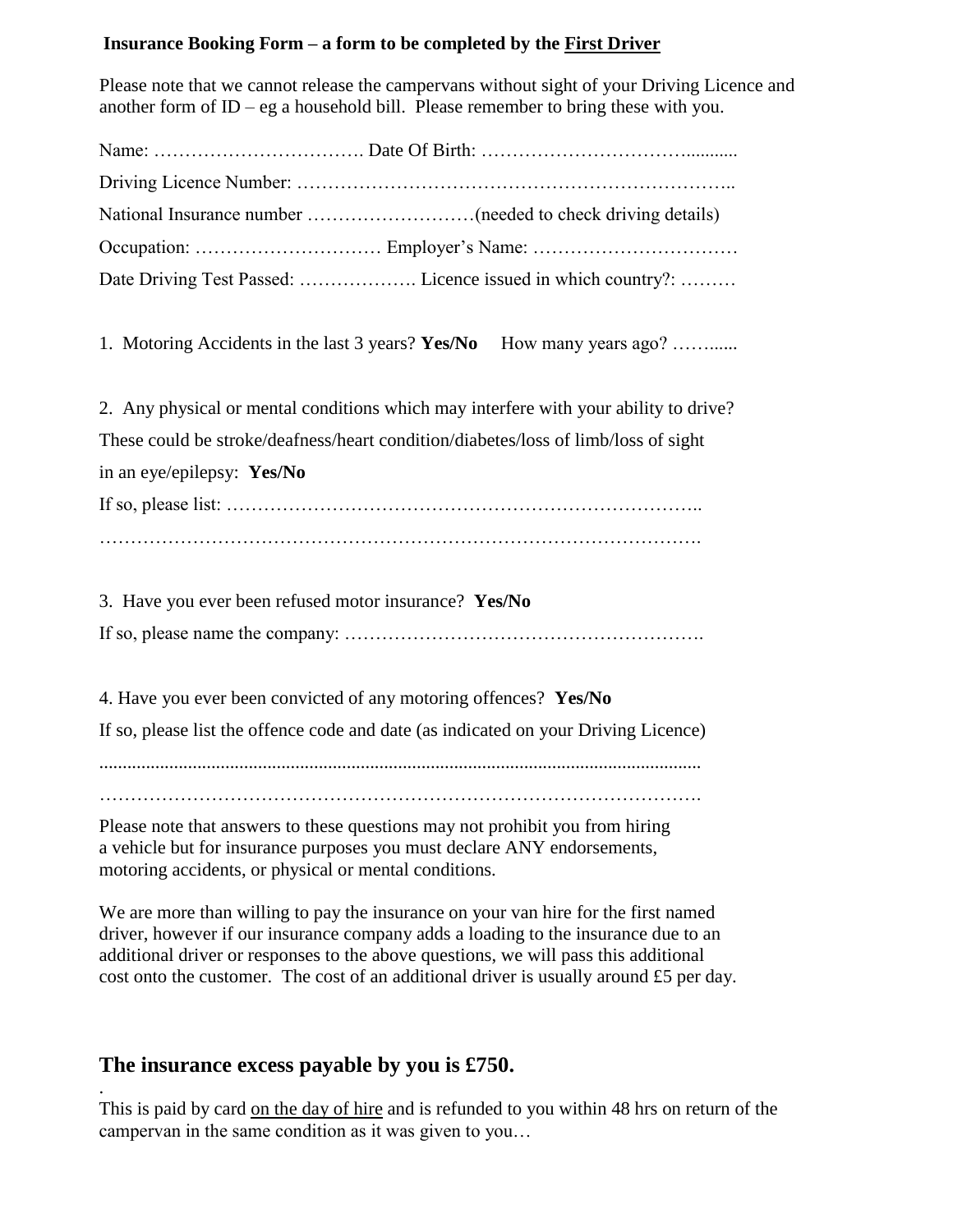**Insurance Booking Form – a form to be completed by the First Driver**

Please note that we cannot release the campervans without sight of your Driving Licence and another form of ID – eg a household bill. Please remember to bring these with you.

Name: ……………………………. Date Of Birth: …………………………...........

Driving Licence Number: …………………………………………………………..

National Insurance number ………………………(needed to check driving details)

Occupation: ………………………… Employer's Name: ……………………………

Date Driving Test Passed: ………………. Licence issued in which country?: ………

1. Motoring Accidents in the last 3 years? **Yes/No** How many years ago? ……......

2. Any physical or mental conditions which may interfere with your ability to drive? These could be stroke/deafness/heart condition/diabetes/loss of limb/loss of sight in an eye/epilepsy: **Yes/No**

If so, please list: …………………………………………………………………..

…………………………………………………………………………………….

3. Have you ever been refused motor insurance? **Yes/No**

If so, please name the company: ………………………………………………….

4. Have you ever been convicted of any motoring offences? **Yes/No**

If so, please list the offence code and date (as indicated on your Driving Licence)

...............................................................................................................................

…………………………………………………………………………………….

Please note that answers to these questions may not prohibit you from hiring a vehicle but for insurance purposes you must declare ANY endorsements, motoring accidents, or physical or mental conditions.

We are more than willing to pay the insurance on your van hire for the first named driver, however if our insurance company adds a loading to the insurance due to an additional driver or responses to the above questions, we will pass this additional cost onto the customer. The cost of an additional driver is usually around £5 per day.

## The insurance excess payable by you is £750.

.

This is paid by card on the day of hire and is refunded to you within 48 hrs on return of the campervan in the same condition as it was given to you…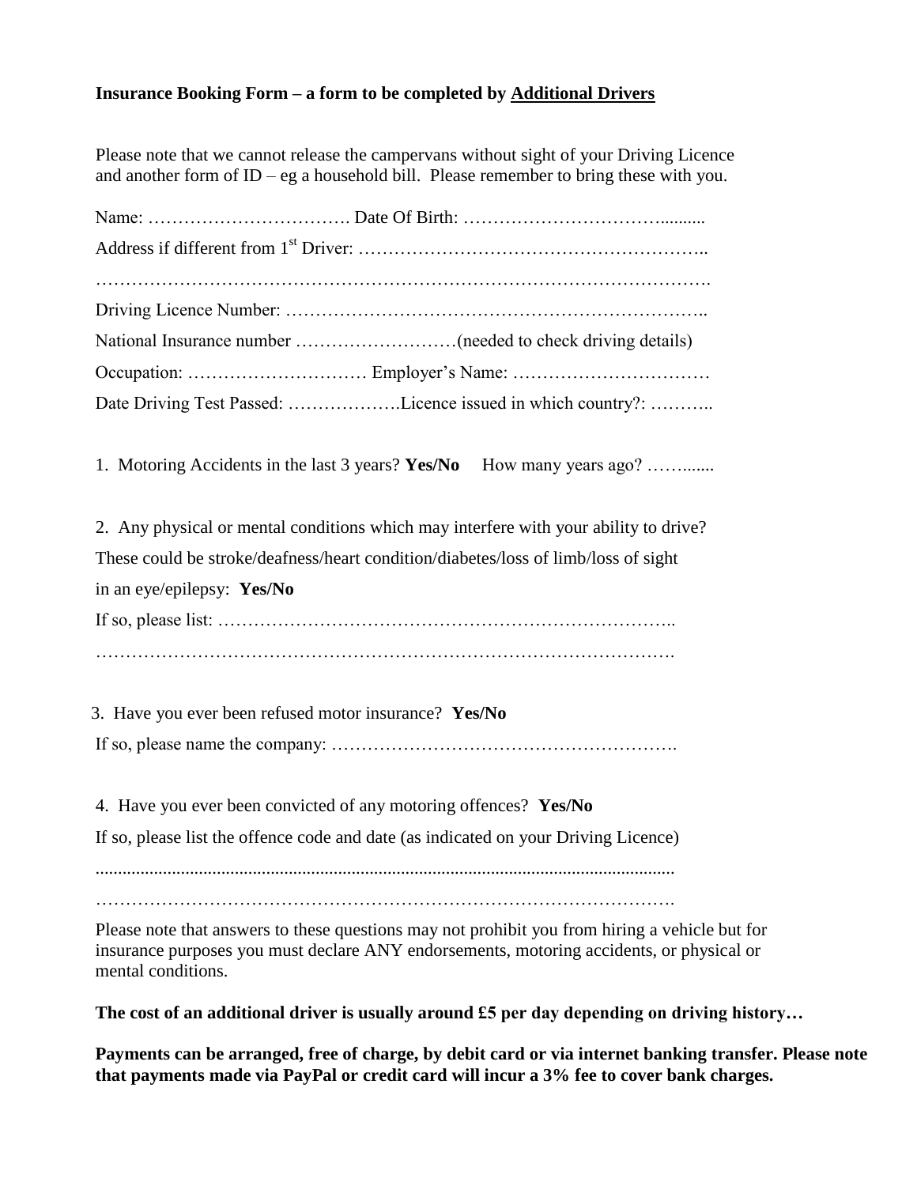**Insurance Booking Form – a form to be completed by Additional Drivers**

Please note that we cannot release the campervans without sight of your Driving Licence and another form of ID – eg a household bill. Please remember to bring these with you.

Name: ……………………………. Date Of Birth: ……………………………..........

Address if different from 1st Driver: ………………………………………………..

……………………………………………………………………………………….

Driving Licence Number: …………………………………………………………..

National Insurance number ………………………(needed to check driving details)

Occupation: ………………………… Employer's Name: ……………………………

Date Driving Test Passed: ……………….Licence issued in which country?: ………..

1. Motoring Accidents in the last 3 years? **Yes/No** How many years ago? ……......

2. Any physical or mental conditions which may interfere with your ability to drive? These could be stroke/deafness/heart condition/diabetes/loss of limb/loss of sight in an eye/epilepsy: **Yes/No**

If so, please list: …………………………………………………………………..

…………………………………………………………………………………….

3. Have you ever been refused motor insurance? **Yes/No**

If so, please name the company: ………………………………………………….

4. Have you ever been convicted of any motoring offences? **Yes/No**

If so, please list the offence code and date (as indicated on your Driving Licence)

..............................................................................................................................

…………………………………………………………………………………….

Please note that answers to these questions may not prohibit you from hiring a vehicle but for insurance purposes you must declare ANY endorsements, motoring accidents, or physical or mental conditions.

**The cost of an additional driver is usually around £5 per day depending on driving history…**

**Payments can be arranged, free of charge, by debit card or via internet banking transfer. Please note that payments made via PayPal or credit card will incur a 3% fee to cover bank charges.**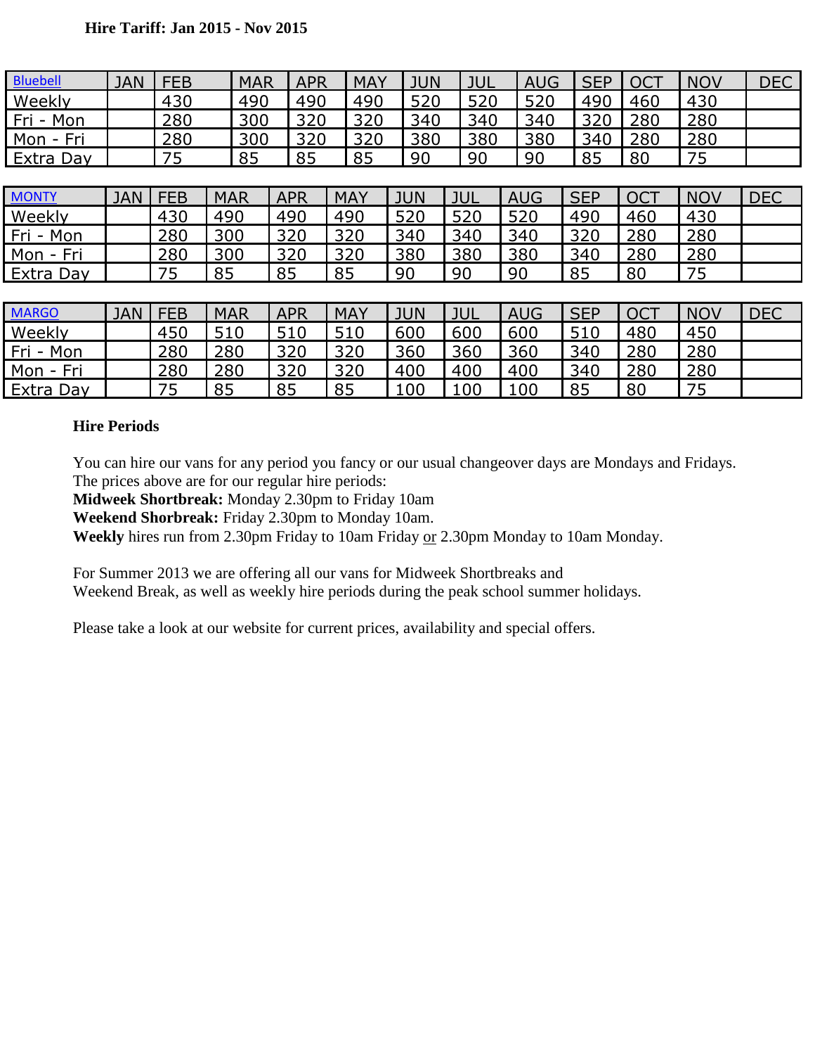**Hire Tariff: Jan 2015 - Nov 2015**

| Bluebell | JAN | FEB | MAR | APR | MAY | JUN | JUL | AUG | SEP | OCT | NOV | DEC |
|---|---|---|---|---|---|---|---|---|---|---|---|---|
| Weekly | | 430 | 490 | 490 | 490 | 520 | 520 | 520 | 490 | 460 | 430 | |
| Fri - Mon | | 280 | 300 | 320 | 320 | 340 | 340 | 340 | 320 | 280 | 280 | |
| Mon - Fri | | 280 | 300 | 320 | 320 | 380 | 380 | 380 | 340 | 280 | 280 | |
| Extra Day | | 75 | 85 | 85 | 85 | 90 | 90 | 90 | 85 | 80 | 75 | |

| MONTY | JAN | FEB | MAR | APR | MAY | JUN | JUL | AUG | SEP | OCT | NOV | DEC |
|---|---|---|---|---|---|---|---|---|---|---|---|---|
| Weekly | | 430 | 490 | 490 | 490 | 520 | 520 | 520 | 490 | 460 | 430 | |
| Fri - Mon | | 280 | 300 | 320 | 320 | 340 | 340 | 340 | 320 | 280 | 280 | |
| Mon - Fri | | 280 | 300 | 320 | 320 | 380 | 380 | 380 | 340 | 280 | 280 | |
| Extra Day | | 75 | 85 | 85 | 85 | 90 | 90 | 90 | 85 | 80 | 75 | |

| MARGO | JAN | FEB | MAR | APR | MAY | JUN | JUL | AUG | SEP | OCT | NOV | DEC |
|---|---|---|---|---|---|---|---|---|---|---|---|---|
| Weekly | | 450 | 510 | 510 | 510 | 600 | 600 | 600 | 510 | 480 | 450 | |
| Fri - Mon | | 280 | 280 | 320 | 320 | 360 | 360 | 360 | 340 | 280 | 280 | |
| Mon - Fri | | 280 | 280 | 320 | 320 | 400 | 400 | 400 | 340 | 280 | 280 | |
| Extra Day | | 75 | 85 | 85 | 85 | 100 | 100 | 100 | 85 | 80 | 75 | |

**Hire Periods**

You can hire our vans for any period you fancy or our usual changeover days are Mondays and Fridays.
The prices above are for our regular hire periods:
**Midweek Shortbreak:** Monday 2.30pm to Friday 10am
**Weekend Shorbreak:** Friday 2.30pm to Monday 10am.
**Weekly** hires run from 2.30pm Friday to 10am Friday or 2.30pm Monday to 10am Monday.

For Summer 2013 we are offering all our vans for Midweek Shortbreaks and
Weekend Break, as well as weekly hire periods during the peak school summer holidays.

Please take a look at our website for current prices, availability and special offers.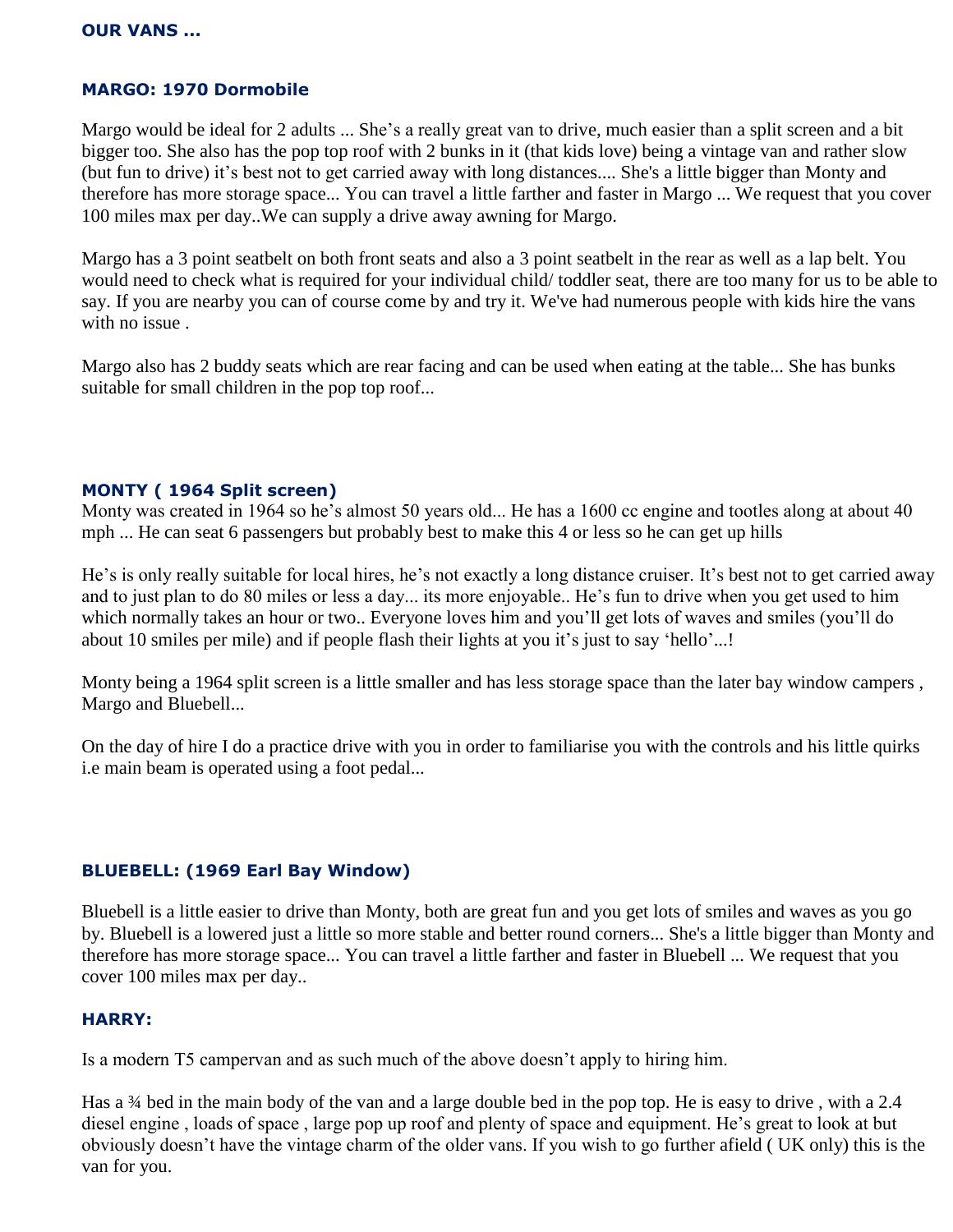## OUR VANS ...

### MARGO: 1970 Dormobile

Margo would be ideal for 2 adults ... She's a really great van to drive, much easier than a split screen and a bit bigger too. She also has the pop top roof with 2 bunks in it (that kids love) being a vintage van and rather slow (but fun to drive) it's best not to get carried away with long distances.... She's a little bigger than Monty and therefore has more storage space... You can travel a little farther and faster in Margo ... We request that you cover 100 miles max per day..We can supply a drive away awning for Margo.

Margo has a 3 point seatbelt on both front seats and also a 3 point seatbelt in the rear as well as a lap belt. You would need to check what is required for your individual child/ toddler seat, there are too many for us to be able to say. If you are nearby you can of course come by and try it. We've had numerous people with kids hire the vans with no issue .

Margo also has 2 buddy seats which are rear facing and can be used when eating at the table... She has bunks suitable for small children in the pop top roof...

### MONTY ( 1964 Split screen)

Monty was created in 1964 so he's almost 50 years old... He has a 1600 cc engine and tootles along at about 40 mph ... He can seat 6 passengers but probably best to make this 4 or less so he can get up hills

He's is only really suitable for local hires, he's not exactly a long distance cruiser. It's best not to get carried away and to just plan to do 80 miles or less a day... its more enjoyable.. He's fun to drive when you get used to him which normally takes an hour or two.. Everyone loves him and you'll get lots of waves and smiles (you'll do about 10 smiles per mile) and if people flash their lights at you it's just to say 'hello'...!

Monty being a 1964 split screen is a little smaller and has less storage space than the later bay window campers , Margo and Bluebell...

On the day of hire I do a practice drive with you in order to familiarise you with the controls and his little quirks i.e main beam is operated using a foot pedal...

### BLUEBELL: (1969 Earl Bay Window)

Bluebell is a little easier to drive than Monty, both are great fun and you get lots of smiles and waves as you go by. Bluebell is a lowered just a little so more stable and better round corners... She's a little bigger than Monty and therefore has more storage space... You can travel a little farther and faster in Bluebell ... We request that you cover 100 miles max per day..

### HARRY:

Is a modern T5 campervan and as such much of the above doesn't apply to hiring him.

Has a ¾ bed in the main body of the van and a large double bed in the pop top. He is easy to drive , with a 2.4 diesel engine , loads of space , large pop up roof and plenty of space and equipment. He's great to look at but obviously doesn't have the vintage charm of the older vans. If you wish to go further afield ( UK only) this is the van for you.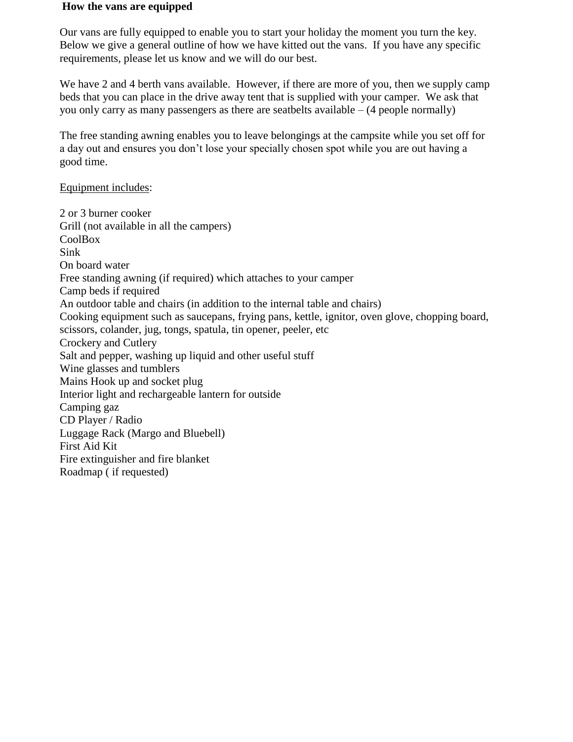**How the vans are equipped**

Our vans are fully equipped to enable you to start your holiday the moment you turn the key. Below we give a general outline of how we have kitted out the vans. If you have any specific requirements, please let us know and we will do our best.

We have 2 and 4 berth vans available. However, if there are more of you, then we supply camp beds that you can place in the drive away tent that is supplied with your camper. We ask that you only carry as many passengers as there are seatbelts available – (4 people normally)

The free standing awning enables you to leave belongings at the campsite while you set off for a day out and ensures you don't lose your specially chosen spot while you are out having a good time.

<u>Equipment includes</u>:

2 or 3 burner cooker
Grill (not available in all the campers)
CoolBox
Sink
On board water
Free standing awning (if required) which attaches to your camper
Camp beds if required
An outdoor table and chairs (in addition to the internal table and chairs)
Cooking equipment such as saucepans, frying pans, kettle, ignitor, oven glove, chopping board, scissors, colander, jug, tongs, spatula, tin opener, peeler, etc
Crockery and Cutlery
Salt and pepper, washing up liquid and other useful stuff
Wine glasses and tumblers
Mains Hook up and socket plug
Interior light and rechargeable lantern for outside
Camping gaz
CD Player / Radio
Luggage Rack (Margo and Bluebell)
First Aid Kit
Fire extinguisher and fire blanket
Roadmap ( if requested)